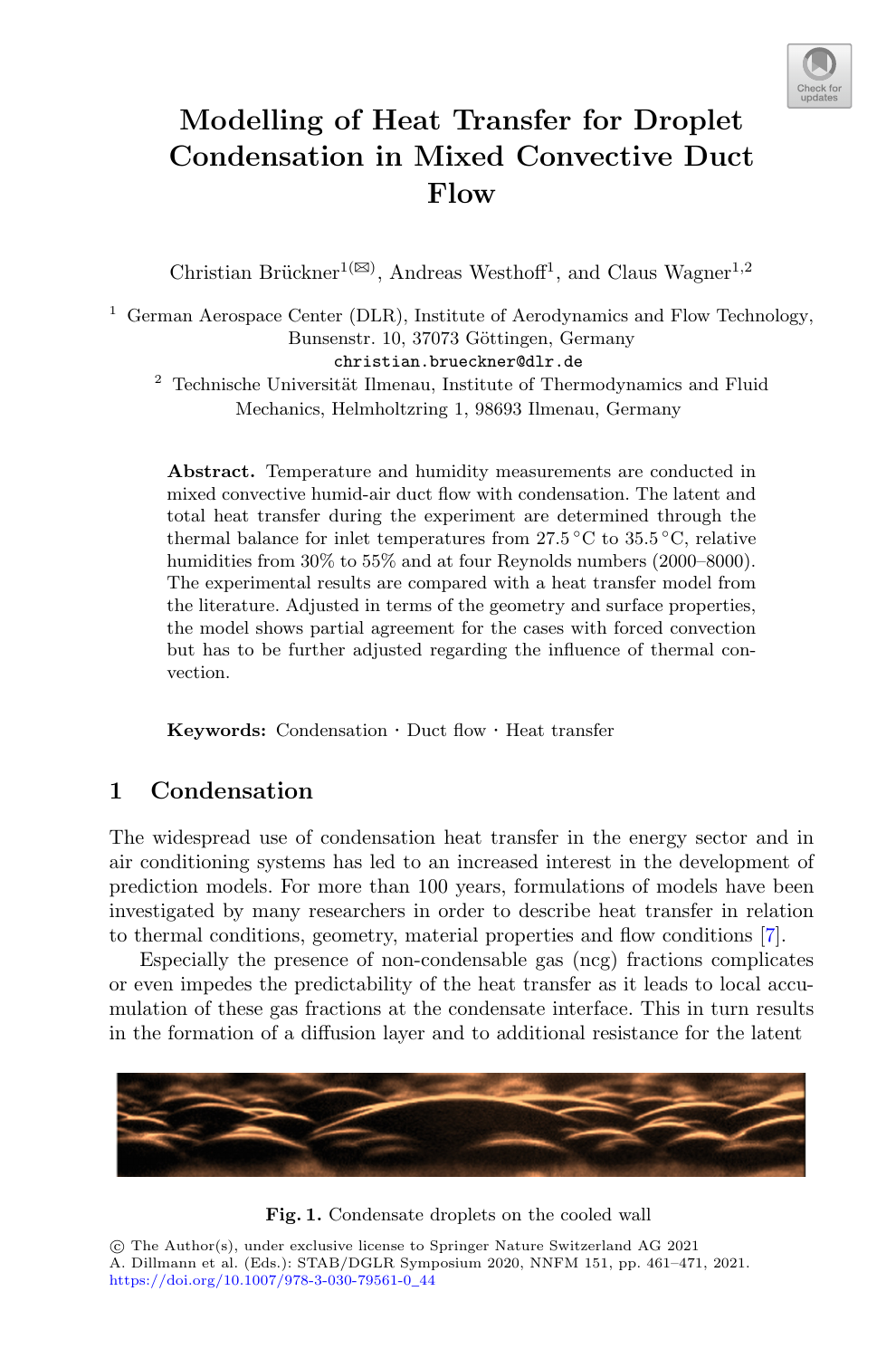# Modelling of Heat Transfer for Droplet Condensation in Mixed Convective Duct Flow

Christian Brückner[1(✉)], Andreas Westhoff[1], and Claus Wagner[1,2]

[1] German Aerospace Center (DLR), Institute of Aerodynamics and Flow Technology, Bunsenstr. 10, 37073 Göttingen, Germany
christian.brueckner@dlr.de

[2] Technische Universität Ilmenau, Institute of Thermodynamics and Fluid Mechanics, Helmholtzring 1, 98693 Ilmenau, Germany

**Abstract.** Temperature and humidity measurements are conducted in mixed convective humid-air duct flow with condensation. The latent and total heat transfer during the experiment are determined through the thermal balance for inlet temperatures from 27.5 °C to 35.5 °C, relative humidities from 30% to 55% and at four Reynolds numbers (2000–8000). The experimental results are compared with a heat transfer model from the literature. Adjusted in terms of the geometry and surface properties, the model shows partial agreement for the cases with forced convection but has to be further adjusted regarding the influence of thermal convection.

**Keywords:** Condensation · Duct flow · Heat transfer

## 1 Condensation

The widespread use of condensation heat transfer in the energy sector and in air conditioning systems has led to an increased interest in the development of prediction models. For more than 100 years, formulations of models have been investigated by many researchers in order to describe heat transfer in relation to thermal conditions, geometry, material properties and flow conditions [7].

Especially the presence of non-condensable gas (ncg) fractions complicates or even impedes the predictability of the heat transfer as it leads to local accumulation of these gas fractions at the condensate interface. This in turn results in the formation of a diffusion layer and to additional resistance for the latent

**Fig. 1.** Condensate droplets on the cooled wall

© The Author(s), under exclusive license to Springer Nature Switzerland AG 2021
A. Dillmann et al. (Eds.): STAB/DGLR Symposium 2020, NNFM 151, pp. 461–471, 2021.
https://doi.org/10.1007/978-3-030-79561-0_44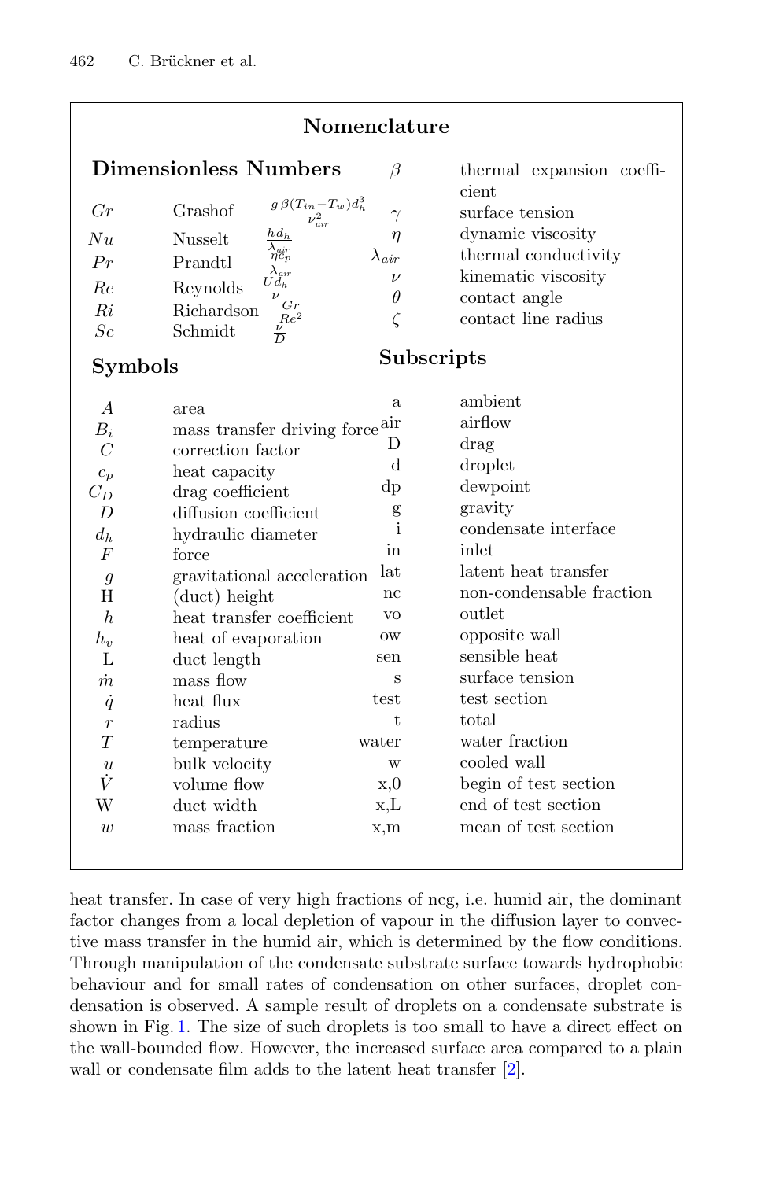## Nomenclature

### Dimensionless Numbers

| | | |
|---|---|---|
| $Gr$ | Grashof | $\frac{g\,\beta(T_{in}-T_w)d_h^3}{\nu_{air}^2}$ |
| $Nu$ | Nusselt | $\frac{h d_h}{\lambda_{air}}$ |
| $Pr$ | Prandtl | $\frac{\eta c_p}{\lambda_{air}}$ |
| $Re$ | Reynolds | $\frac{U d_h}{\nu}$ |
| $Ri$ | Richardson | $\frac{Gr}{Re^2}$ |
| $Sc$ | Schmidt | $\frac{\nu}{D}$ |

| | |
|---|---|
| $\beta$ | thermal expansion coefficient |
| $\gamma$ | surface tension |
| $\eta$ | dynamic viscosity |
| $\lambda_{air}$ | thermal conductivity |
| $\nu$ | kinematic viscosity |
| $\theta$ | contact angle |
| $\zeta$ | contact line radius |

### Symbols

| | |
|---|---|
| $A$ | area |
| $B_i$ | mass transfer driving force |
| $C$ | correction factor |
| $c_p$ | heat capacity |
| $C_D$ | drag coefficient |
| $D$ | diffusion coefficient |
| $d_h$ | hydraulic diameter |
| $F$ | force |
| $g$ | gravitational acceleration |
| H | (duct) height |
| $h$ | heat transfer coefficient |
| $h_v$ | heat of evaporation |
| L | duct length |
| $\dot{m}$ | mass flow |
| $\dot{q}$ | heat flux |
| $r$ | radius |
| $T$ | temperature |
| $u$ | bulk velocity |
| $\dot{V}$ | volume flow |
| W | duct width |
| $w$ | mass fraction |

### Subscripts

| | |
|---|---|
| a | ambient |
| air | airflow |
| D | drag |
| d | droplet |
| dp | dewpoint |
| g | gravity |
| i | condensate interface |
| in | inlet |
| lat | latent heat transfer |
| nc | non-condensable fraction |
| vo | outlet |
| ow | opposite wall |
| sen | sensible heat |
| s | surface tension |
| test | test section |
| t | total |
| water | water fraction |
| w | cooled wall |
| x,0 | begin of test section |
| x,L | end of test section |
| x,m | mean of test section |

heat transfer. In case of very high fractions of ncg, i.e. humid air, the dominant factor changes from a local depletion of vapour in the diffusion layer to convective mass transfer in the humid air, which is determined by the flow conditions. Through manipulation of the condensate substrate surface towards hydrophobic behaviour and for small rates of condensation on other surfaces, droplet condensation is observed. A sample result of droplets on a condensate substrate is shown in Fig. 1. The size of such droplets is too small to have a direct effect on the wall-bounded flow. However, the increased surface area compared to a plain wall or condensate film adds to the latent heat transfer [2].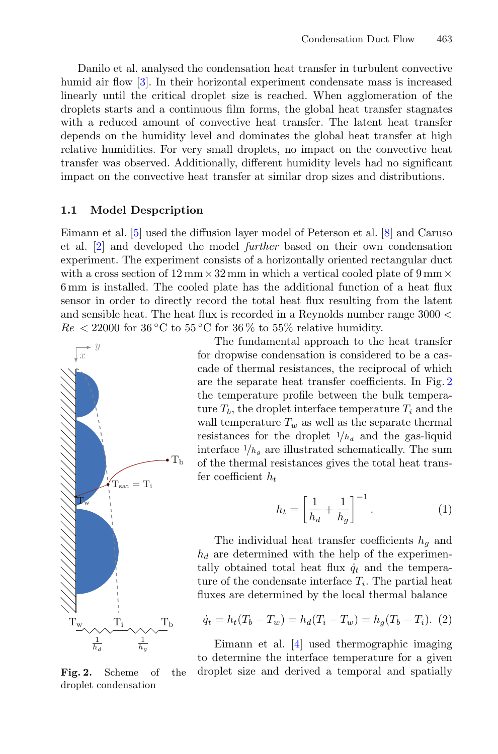Danilo et al. analysed the condensation heat transfer in turbulent convective humid air flow [3]. In their horizontal experiment condensate mass is increased linearly until the critical droplet size is reached. When agglomeration of the droplets starts and a continuous film forms, the global heat transfer stagnates with a reduced amount of convective heat transfer. The latent heat transfer depends on the humidity level and dominates the global heat transfer at high relative humidities. For very small droplets, no impact on the convective heat transfer was observed. Additionally, different humidity levels had no significant impact on the convective heat transfer at similar drop sizes and distributions.

### 1.1 Model Despcription

Eimann et al. [5] used the diffusion layer model of Peterson et al. [8] and Caruso et al. [2] and developed the model *further* based on their own condensation experiment. The experiment consists of a horizontally oriented rectangular duct with a cross section of 12 mm × 32 mm in which a vertical cooled plate of 9 mm × 6 mm is installed. The cooled plate has the additional function of a heat flux sensor in order to directly record the total heat flux resulting from the latent and sensible heat. The heat flux is recorded in a Reynolds number range $3000 < Re < 22000$ for 36 °C to 55 °C for 36 % to 55% relative humidity.

The fundamental approach to the heat transfer for dropwise condensation is considered to be a cascade of thermal resistances, the reciprocal of which are the separate heat transfer coefficients. In Fig. 2 the temperature profile between the bulk temperature $T_b$, the droplet interface temperature $T_i$ and the wall temperature $T_w$ as well as the separate thermal resistances for the droplet $1/h_d$ and the gas-liquid interface $1/h_g$ are illustrated schematically. The sum of the thermal resistances gives the total heat transfer coefficient $h_t$

$$h_t = \left[ \frac{1}{h_d} + \frac{1}{h_g} \right]^{-1}. \quad (1)$$

**Fig. 2.** Scheme of the droplet condensation

The individual heat transfer coefficients $h_g$ and $h_d$ are determined with the help of the experimentally obtained total heat flux $\dot{q}_t$ and the temperature of the condensate interface $T_i$. The partial heat fluxes are determined by the local thermal balance

$$\dot{q}_t = h_t(T_b - T_w) = h_d(T_i - T_w) = h_g(T_b - T_i). \quad (2)$$

Eimann et al. [4] used thermographic imaging to determine the interface temperature for a given droplet size and derived a temporal and spatially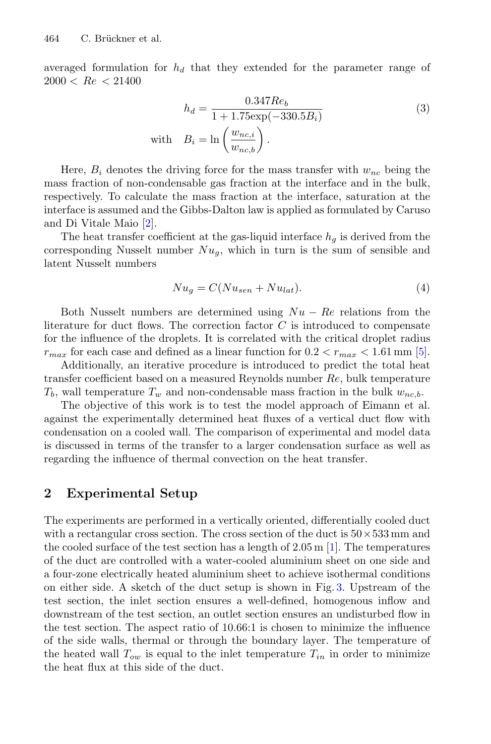averaged formulation for $h_d$ that they extended for the parameter range of $2000 < Re < 21400$

$$h_d = \frac{0.347 Re_b}{1 + 1.75\exp(-330.5 B_i)} \tag{3}$$

$$\text{with} \quad B_i = \ln\left(\frac{w_{nc,i}}{w_{nc,b}}\right).$$

Here, $B_i$ denotes the driving force for the mass transfer with $w_{nc}$ being the mass fraction of non-condensable gas fraction at the interface and in the bulk, respectively. To calculate the mass fraction at the interface, saturation at the interface is assumed and the Gibbs-Dalton law is applied as formulated by Caruso and Di Vitale Maio [2].

The heat transfer coefficient at the gas-liquid interface $h_g$ is derived from the corresponding Nusselt number $Nu_g$, which in turn is the sum of sensible and latent Nusselt numbers

$$Nu_g = C(Nu_{sen} + Nu_{lat}). \tag{4}$$

Both Nusselt numbers are determined using $Nu - Re$ relations from the literature for duct flows. The correction factor $C$ is introduced to compensate for the influence of the droplets. It is correlated with the critical droplet radius $r_{max}$ for each case and defined as a linear function for $0.2 < r_{max} < 1.61$ mm [5].

Additionally, an iterative procedure is introduced to predict the total heat transfer coefficient based on a measured Reynolds number $Re$, bulk temperature $T_b$, wall temperature $T_w$ and non-condensable mass fraction in the bulk $w_{nc,b}$.

The objective of this work is to test the model approach of Eimann et al. against the experimentally determined heat fluxes of a vertical duct flow with condensation on a cooled wall. The comparison of experimental and model data is discussed in terms of the transfer to a larger condensation surface as well as regarding the influence of thermal convection on the heat transfer.

## 2 Experimental Setup

The experiments are performed in a vertically oriented, differentially cooled duct with a rectangular cross section. The cross section of the duct is $50 \times 533$ mm and the cooled surface of the test section has a length of 2.05 m [1]. The temperatures of the duct are controlled with a water-cooled aluminium sheet on one side and a four-zone electrically heated aluminium sheet to achieve isothermal conditions on either side. A sketch of the duct setup is shown in Fig. 3. Upstream of the test section, the inlet section ensures a well-defined, homogenous inflow and downstream of the test section, an outlet section ensures an undisturbed flow in the test section. The aspect ratio of 10.66:1 is chosen to minimize the influence of the side walls, thermal or through the boundary layer. The temperature of the heated wall $T_{ow}$ is equal to the inlet temperature $T_{in}$ in order to minimize the heat flux at this side of the duct.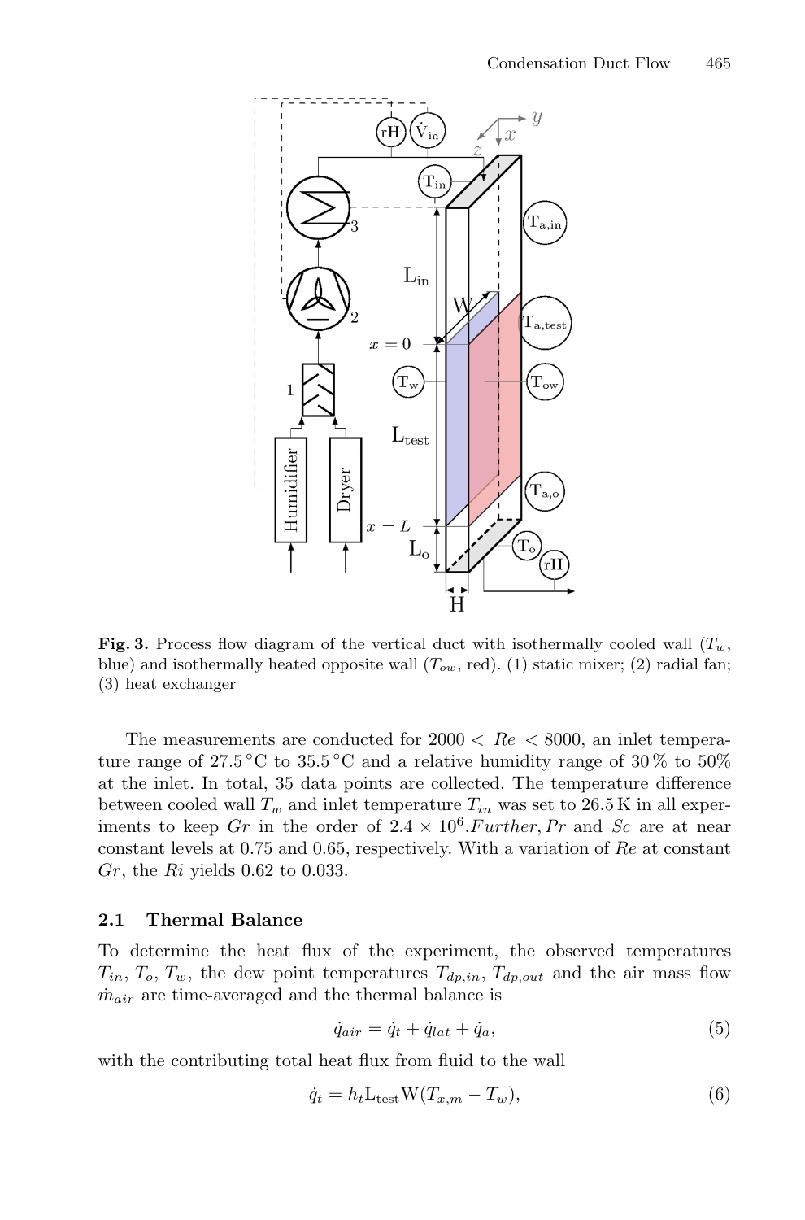**Fig. 3.** Process flow diagram of the vertical duct with isothermally cooled wall ($T_w$, blue) and isothermally heated opposite wall ($T_{ow}$, red). (1) static mixer; (2) radial fan; (3) heat exchanger

The measurements are conducted for $2000 < Re < 8000$, an inlet temperature range of 27.5 °C to 35.5 °C and a relative humidity range of 30 % to 50% at the inlet. In total, 35 data points are collected. The temperature difference between cooled wall $T_w$ and inlet temperature $T_{in}$ was set to 26.5 K in all experiments to keep $Gr$ in the order of $2.4 \times 10^6.Further, Pr$ and $Sc$ are at near constant levels at 0.75 and 0.65, respectively. With a variation of $Re$ at constant $Gr$, the $Ri$ yields 0.62 to 0.033.

### 2.1 Thermal Balance

To determine the heat flux of the experiment, the observed temperatures $T_{in}$, $T_o$, $T_w$, the dew point temperatures $T_{dp,in}$, $T_{dp,out}$ and the air mass flow $\dot{m}_{air}$ are time-averaged and the thermal balance is

$$\dot{q}_{air} = \dot{q}_t + \dot{q}_{lat} + \dot{q}_a, \tag{5}$$

with the contributing total heat flux from fluid to the wall

$$\dot{q}_t = h_t \mathrm{L}_{\mathrm{test}} \mathrm{W}(T_{x,m} - T_w), \tag{6}$$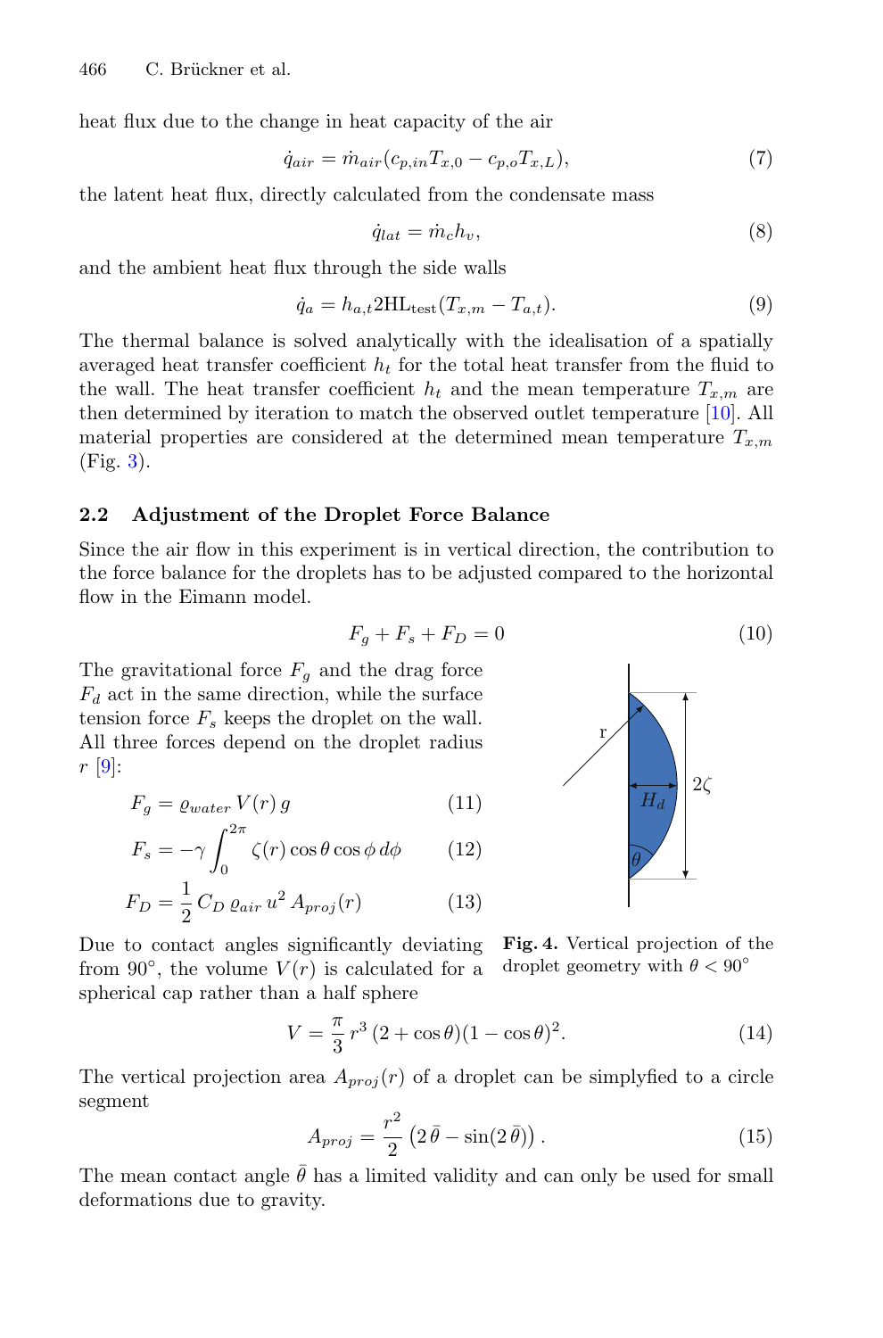heat flux due to the change in heat capacity of the air

$$\dot{q}_{air} = \dot{m}_{air}(c_{p,in}T_{x,0} - c_{p,o}T_{x,L}), \tag{7}$$

the latent heat flux, directly calculated from the condensate mass

$$\dot{q}_{lat} = \dot{m}_c h_v, \tag{8}$$

and the ambient heat flux through the side walls

$$\dot{q}_a = h_{a,t} 2\mathrm{HL}_{\mathrm{test}}(T_{x,m} - T_{a,t}). \tag{9}$$

The thermal balance is solved analytically with the idealisation of a spatially averaged heat transfer coefficient $h_t$ for the total heat transfer from the fluid to the wall. The heat transfer coefficient $h_t$ and the mean temperature $T_{x,m}$ are then determined by iteration to match the observed outlet temperature [10]. All material properties are considered at the determined mean temperature $T_{x,m}$ (Fig. 3).

### 2.2 Adjustment of the Droplet Force Balance

Since the air flow in this experiment is in vertical direction, the contribution to the force balance for the droplets has to be adjusted compared to the horizontal flow in the Eimann model.

$$F_g + F_s + F_D = 0 \tag{10}$$

The gravitational force $F_g$ and the drag force $F_d$ act in the same direction, while the surface tension force $F_s$ keeps the droplet on the wall. All three forces depend on the droplet radius $r$ [9]:

$$F_g = \varrho_{water}\, V(r)\, g \tag{11}$$

$$F_s = -\gamma \int_0^{2\pi} \zeta(r) \cos\theta \cos\phi \, d\phi \tag{12}$$

$$F_D = \frac{1}{2}\, C_D\, \varrho_{air}\, u^2\, A_{proj}(r) \tag{13}$$

**Fig. 4.** Vertical projection of the droplet geometry with $\theta < 90°$

Due to contact angles significantly deviating from 90°, the volume $V(r)$ is calculated for a spherical cap rather than a half sphere

$$V = \frac{\pi}{3}\, r^3\, (2 + \cos\theta)(1 - \cos\theta)^2. \tag{14}$$

The vertical projection area $A_{proj}(r)$ of a droplet can be simplyfied to a circle segment

$$A_{proj} = \frac{r^2}{2}\left(2\,\bar{\theta} - \sin(2\,\bar{\theta})\right). \tag{15}$$

The mean contact angle $\bar{\theta}$ has a limited validity and can only be used for small deformations due to gravity.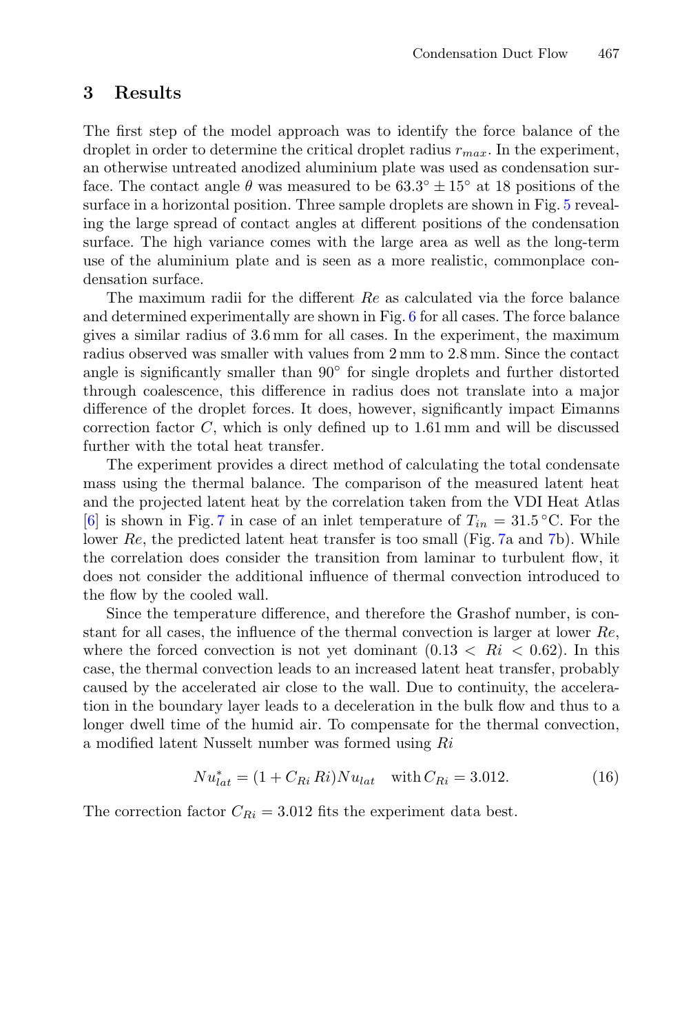## 3 Results

The first step of the model approach was to identify the force balance of the droplet in order to determine the critical droplet radius $r_{max}$. In the experiment, an otherwise untreated anodized aluminium plate was used as condensation surface. The contact angle $\theta$ was measured to be $63.3^\circ \pm 15^\circ$ at 18 positions of the surface in a horizontal position. Three sample droplets are shown in Fig. 5 revealing the large spread of contact angles at different positions of the condensation surface. The high variance comes with the large area as well as the long-term use of the aluminium plate and is seen as a more realistic, commonplace condensation surface.

The maximum radii for the different $Re$ as calculated via the force balance and determined experimentally are shown in Fig. 6 for all cases. The force balance gives a similar radius of 3.6 mm for all cases. In the experiment, the maximum radius observed was smaller with values from 2 mm to 2.8 mm. Since the contact angle is significantly smaller than $90^\circ$ for single droplets and further distorted through coalescence, this difference in radius does not translate into a major difference of the droplet forces. It does, however, significantly impact Eimanns correction factor $C$, which is only defined up to 1.61 mm and will be discussed further with the total heat transfer.

The experiment provides a direct method of calculating the total condensate mass using the thermal balance. The comparison of the measured latent heat and the projected latent heat by the correlation taken from the VDI Heat Atlas [6] is shown in Fig. 7 in case of an inlet temperature of $T_{in} = 31.5\,^\circ\text{C}$. For the lower $Re$, the predicted latent heat transfer is too small (Fig. 7a and 7b). While the correlation does consider the transition from laminar to turbulent flow, it does not consider the additional influence of thermal convection introduced to the flow by the cooled wall.

Since the temperature difference, and therefore the Grashof number, is constant for all cases, the influence of the thermal convection is larger at lower $Re$, where the forced convection is not yet dominant ($0.13 < Ri < 0.62$). In this case, the thermal convection leads to an increased latent heat transfer, probably caused by the accelerated air close to the wall. Due to continuity, the acceleration in the boundary layer leads to a deceleration in the bulk flow and thus to a longer dwell time of the humid air. To compensate for the thermal convection, a modified latent Nusselt number was formed using $Ri$

$$Nu^*_{lat} = (1 + C_{Ri}\, Ri) Nu_{lat} \quad \text{with}\, C_{Ri} = 3.012. \tag{16}$$

The correction factor $C_{Ri} = 3.012$ fits the experiment data best.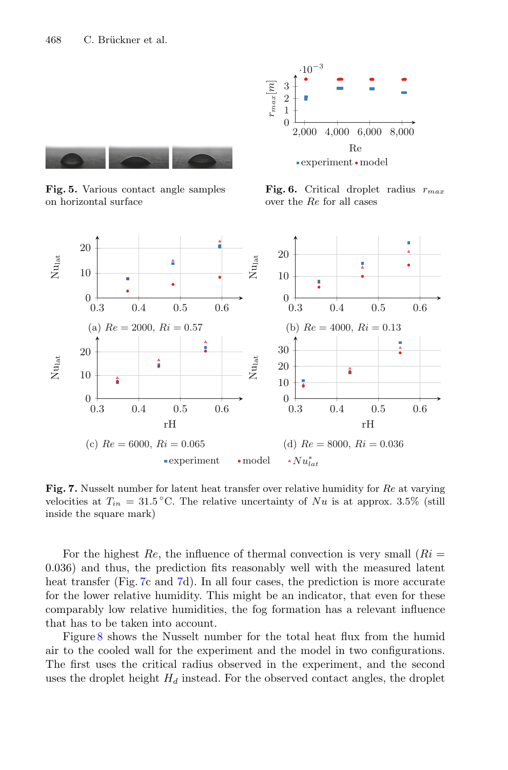**Fig. 5.** Various contact angle samples on horizontal surface

**Fig. 6.** Critical droplet radius $r_{max}$ over the $Re$ for all cases

**Fig. 7.** Nusselt number for latent heat transfer over relative humidity for $Re$ at varying velocities at $T_{in} = 31.5\,^{\circ}$C. The relative uncertainty of $Nu$ is at approx. 3.5% (still inside the square mark)

For the highest $Re$, the influence of thermal convection is very small ($Ri = 0.036$) and thus, the prediction fits reasonably well with the measured latent heat transfer (Fig. 7c and 7d). In all four cases, the prediction is more accurate for the lower relative humidity. This might be an indicator, that even for these comparably low relative humidities, the fog formation has a relevant influence that has to be taken into account.

Figure 8 shows the Nusselt number for the total heat flux from the humid air to the cooled wall for the experiment and the model in two configurations. The first uses the critical radius observed in the experiment, and the second uses the droplet height $H_d$ instead. For the observed contact angles, the droplet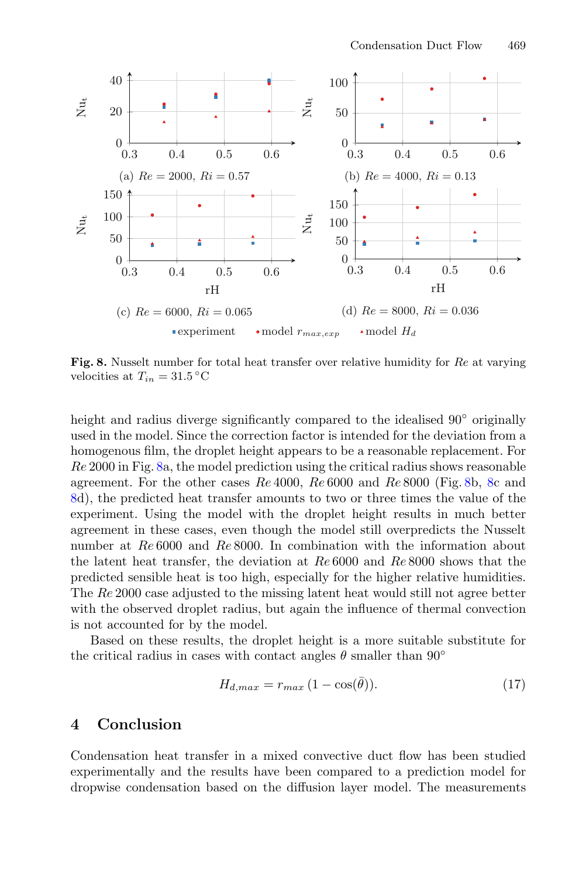**Fig. 8.** Nusselt number for total heat transfer over relative humidity for $Re$ at varying velocities at $T_{in} = 31.5\,°\mathrm{C}$

height and radius diverge significantly compared to the idealised 90° originally used in the model. Since the correction factor is intended for the deviation from a homogenous film, the droplet height appears to be a reasonable replacement. For $Re\,2000$ in Fig. 8a, the model prediction using the critical radius shows reasonable agreement. For the other cases $Re\,4000$, $Re\,6000$ and $Re\,8000$ (Fig. 8b, 8c and 8d), the predicted heat transfer amounts to two or three times the value of the experiment. Using the model with the droplet height results in much better agreement in these cases, even though the model still overpredicts the Nusselt number at $Re\,6000$ and $Re\,8000$. In combination with the information about the latent heat transfer, the deviation at $Re\,6000$ and $Re\,8000$ shows that the predicted sensible heat is too high, especially for the higher relative humidities. The $Re\,2000$ case adjusted to the missing latent heat would still not agree better with the observed droplet radius, but again the influence of thermal convection is not accounted for by the model.

Based on these results, the droplet height is a more suitable substitute for the critical radius in cases with contact angles $\theta$ smaller than 90°

$$H_{d,max} = r_{max}\,(1 - \cos(\bar{\theta})). \tag{17}$$

## 4 Conclusion

Condensation heat transfer in a mixed convective duct flow has been studied experimentally and the results have been compared to a prediction model for dropwise condensation based on the diffusion layer model. The measurements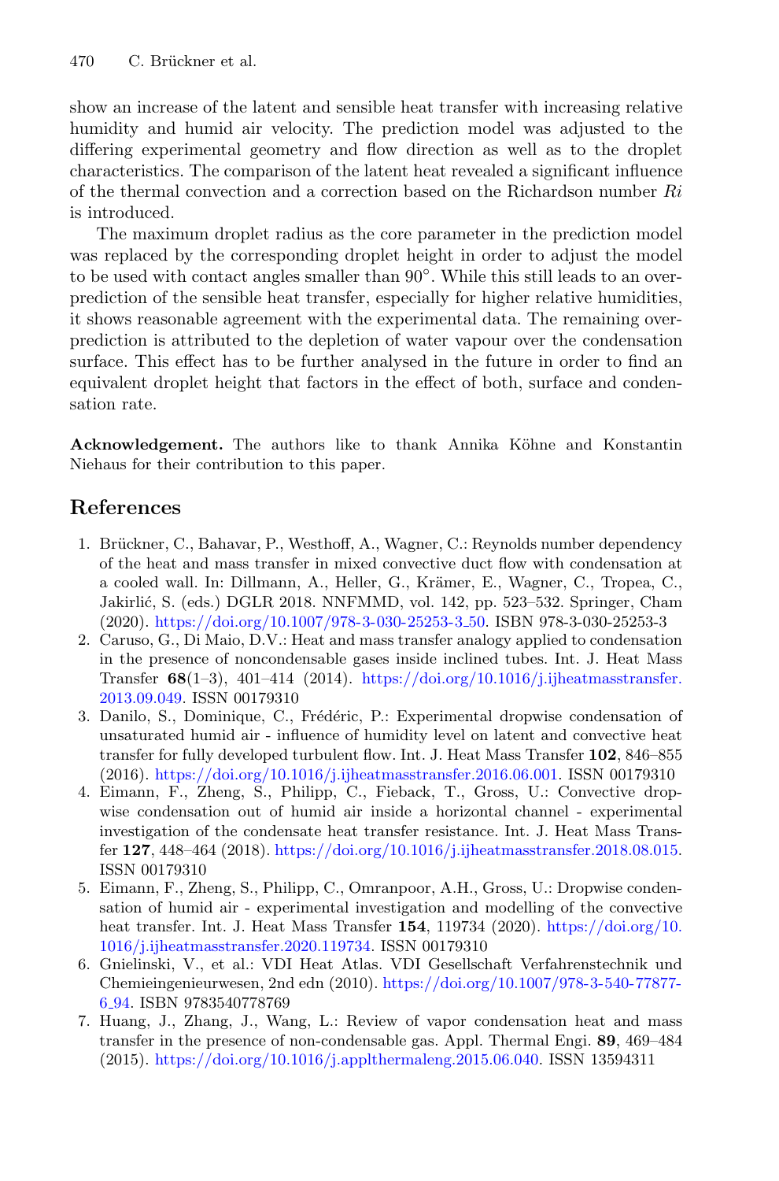show an increase of the latent and sensible heat transfer with increasing relative humidity and humid air velocity. The prediction model was adjusted to the differing experimental geometry and flow direction as well as to the droplet characteristics. The comparison of the latent heat revealed a significant influence of the thermal convection and a correction based on the Richardson number $Ri$ is introduced.

The maximum droplet radius as the core parameter in the prediction model was replaced by the corresponding droplet height in order to adjust the model to be used with contact angles smaller than 90°. While this still leads to an overprediction of the sensible heat transfer, especially for higher relative humidities, it shows reasonable agreement with the experimental data. The remaining overprediction is attributed to the depletion of water vapour over the condensation surface. This effect has to be further analysed in the future in order to find an equivalent droplet height that factors in the effect of both, surface and condensation rate.

**Acknowledgement.** The authors like to thank Annika Köhne and Konstantin Niehaus for their contribution to this paper.

## References

1. Brückner, C., Bahavar, P., Westhoff, A., Wagner, C.: Reynolds number dependency of the heat and mass transfer in mixed convective duct flow with condensation at a cooled wall. In: Dillmann, A., Heller, G., Krämer, E., Wagner, C., Tropea, C., Jakirlić, S. (eds.) DGLR 2018. NNFMMD, vol. 142, pp. 523–532. Springer, Cham (2020). https://doi.org/10.1007/978-3-030-25253-3_50. ISBN 978-3-030-25253-3
2. Caruso, G., Di Maio, D.V.: Heat and mass transfer analogy applied to condensation in the presence of noncondensable gases inside inclined tubes. Int. J. Heat Mass Transfer **68**(1–3), 401–414 (2014). https://doi.org/10.1016/j.ijheatmasstransfer.2013.09.049. ISSN 00179310
3. Danilo, S., Dominique, C., Frédéric, P.: Experimental dropwise condensation of unsaturated humid air - influence of humidity level on latent and convective heat transfer for fully developed turbulent flow. Int. J. Heat Mass Transfer **102**, 846–855 (2016). https://doi.org/10.1016/j.ijheatmasstransfer.2016.06.001. ISSN 00179310
4. Eimann, F., Zheng, S., Philipp, C., Fieback, T., Gross, U.: Convective dropwise condensation out of humid air inside a horizontal channel - experimental investigation of the condensate heat transfer resistance. Int. J. Heat Mass Transfer **127**, 448–464 (2018). https://doi.org/10.1016/j.ijheatmasstransfer.2018.08.015. ISSN 00179310
5. Eimann, F., Zheng, S., Philipp, C., Omranpoor, A.H., Gross, U.: Dropwise condensation of humid air - experimental investigation and modelling of the convective heat transfer. Int. J. Heat Mass Transfer **154**, 119734 (2020). https://doi.org/10.1016/j.ijheatmasstransfer.2020.119734. ISSN 00179310
6. Gnielinski, V., et al.: VDI Heat Atlas. VDI Gesellschaft Verfahrenstechnik und Chemieingenieurwesen, 2nd edn (2010). https://doi.org/10.1007/978-3-540-77877-6_94. ISBN 9783540778769
7. Huang, J., Zhang, J., Wang, L.: Review of vapor condensation heat and mass transfer in the presence of non-condensable gas. Appl. Thermal Engi. **89**, 469–484 (2015). https://doi.org/10.1016/j.applthermaleng.2015.06.040. ISSN 13594311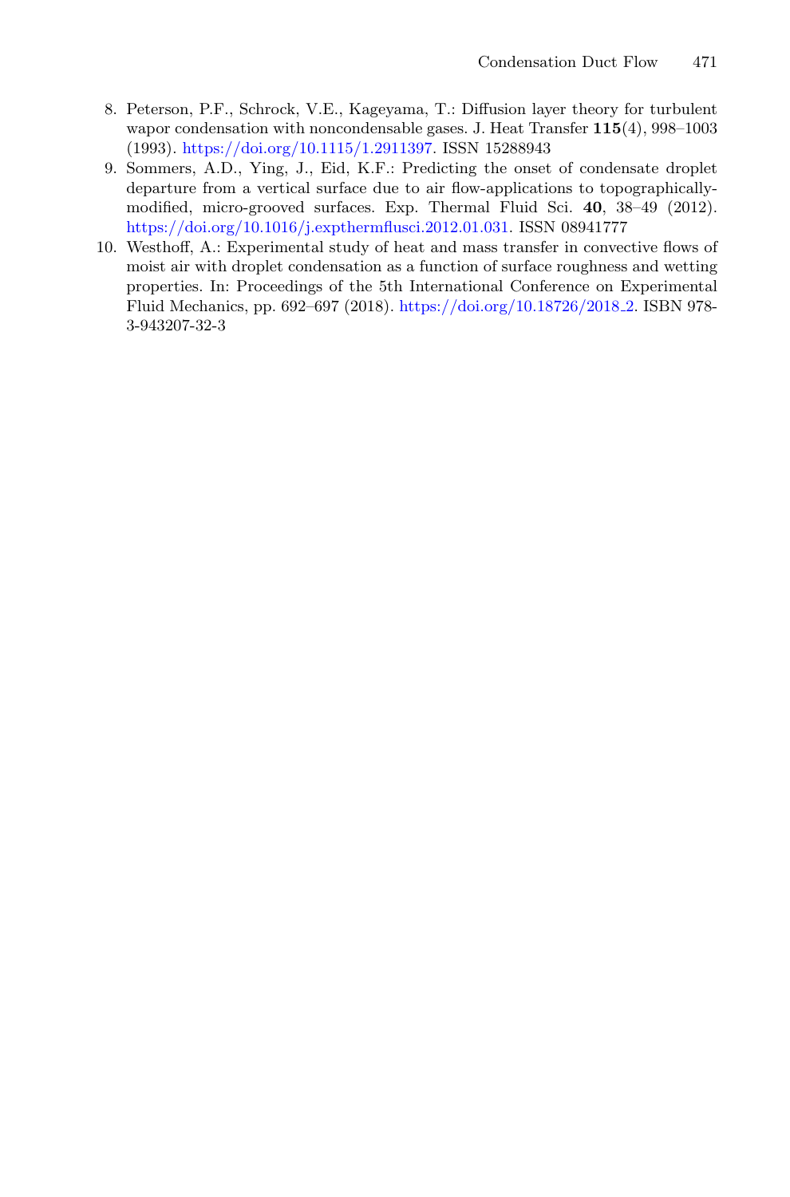8. Peterson, P.F., Schrock, V.E., Kageyama, T.: Diffusion layer theory for turbulent wapor condensation with noncondensable gases. J. Heat Transfer **115**(4), 998–1003 (1993). https://doi.org/10.1115/1.2911397. ISSN 15288943
9. Sommers, A.D., Ying, J., Eid, K.F.: Predicting the onset of condensate droplet departure from a vertical surface due to air flow-applications to topographically-modified, micro-grooved surfaces. Exp. Thermal Fluid Sci. **40**, 38–49 (2012). https://doi.org/10.1016/j.expthermflusci.2012.01.031. ISSN 08941777
10. Westhoff, A.: Experimental study of heat and mass transfer in convective flows of moist air with droplet condensation as a function of surface roughness and wetting properties. In: Proceedings of the 5th International Conference on Experimental Fluid Mechanics, pp. 692–697 (2018). https://doi.org/10.18726/2018_2. ISBN 978-3-943207-32-3